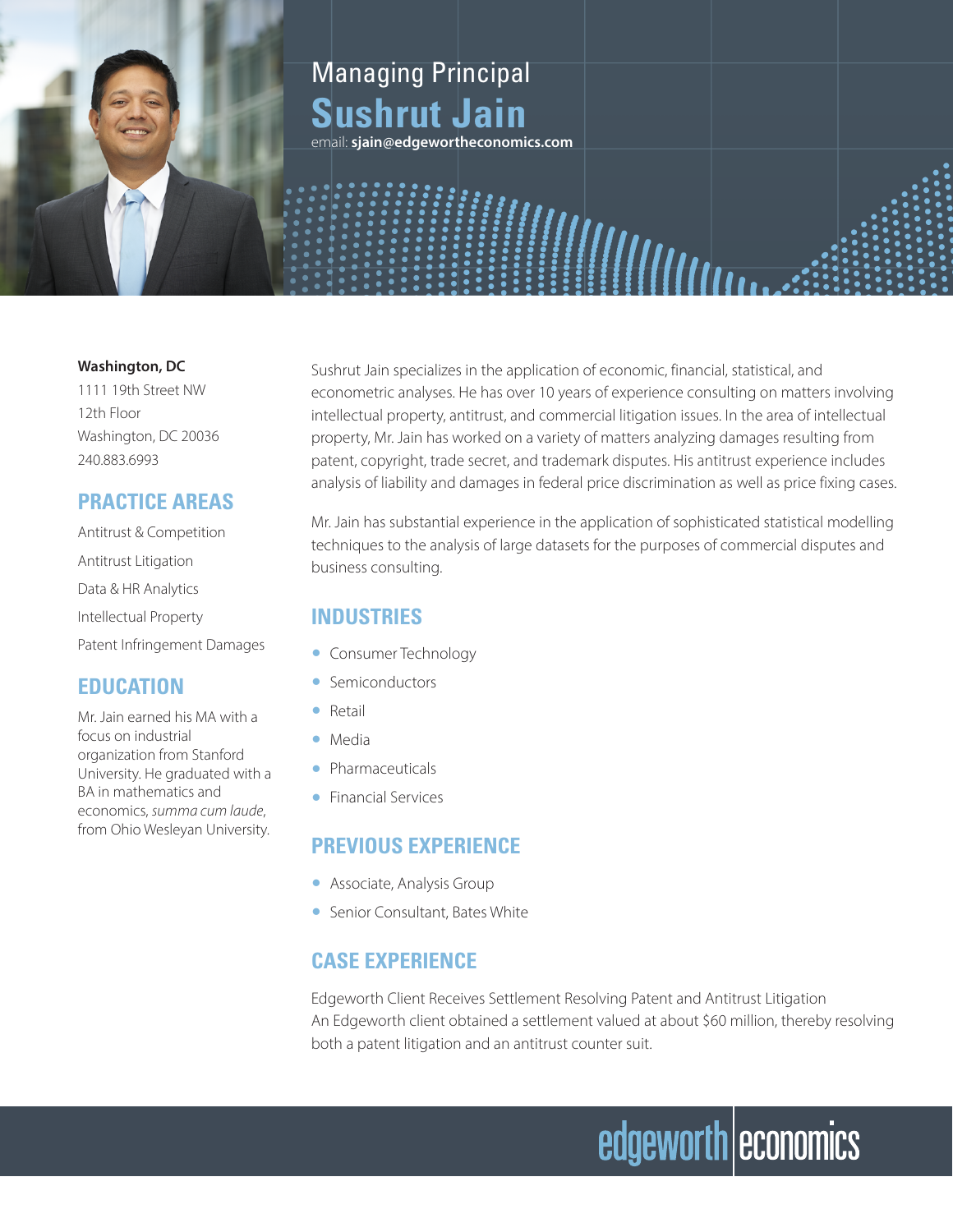Managing Principal

# Sushrut Jain

email: **sjain@edgewortheconomics.com**

**Washington, DC**
1111 19th Street NW
12th Floor
Washington, DC 20036
240.883.6993

## PRACTICE AREAS

Antitrust & Competition
Antitrust Litigation
Data & HR Analytics
Intellectual Property
Patent Infringement Damages

## EDUCATION

Mr. Jain earned his MA with a focus on industrial organization from Stanford University. He graduated with a BA in mathematics and economics, *summa cum laude*, from Ohio Wesleyan University.

Sushrut Jain specializes in the application of economic, financial, statistical, and econometric analyses. He has over 10 years of experience consulting on matters involving intellectual property, antitrust, and commercial litigation issues. In the area of intellectual property, Mr. Jain has worked on a variety of matters analyzing damages resulting from patent, copyright, trade secret, and trademark disputes. His antitrust experience includes analysis of liability and damages in federal price discrimination as well as price fixing cases.

Mr. Jain has substantial experience in the application of sophisticated statistical modelling techniques to the analysis of large datasets for the purposes of commercial disputes and business consulting.

## INDUSTRIES

- Consumer Technology
- Semiconductors
- Retail
- Media
- Pharmaceuticals
- Financial Services

## PREVIOUS EXPERIENCE

- Associate, Analysis Group
- Senior Consultant, Bates White

## CASE EXPERIENCE

Edgeworth Client Receives Settlement Resolving Patent and Antitrust Litigation
An Edgeworth client obtained a settlement valued at about $60 million, thereby resolving both a patent litigation and an antitrust counter suit.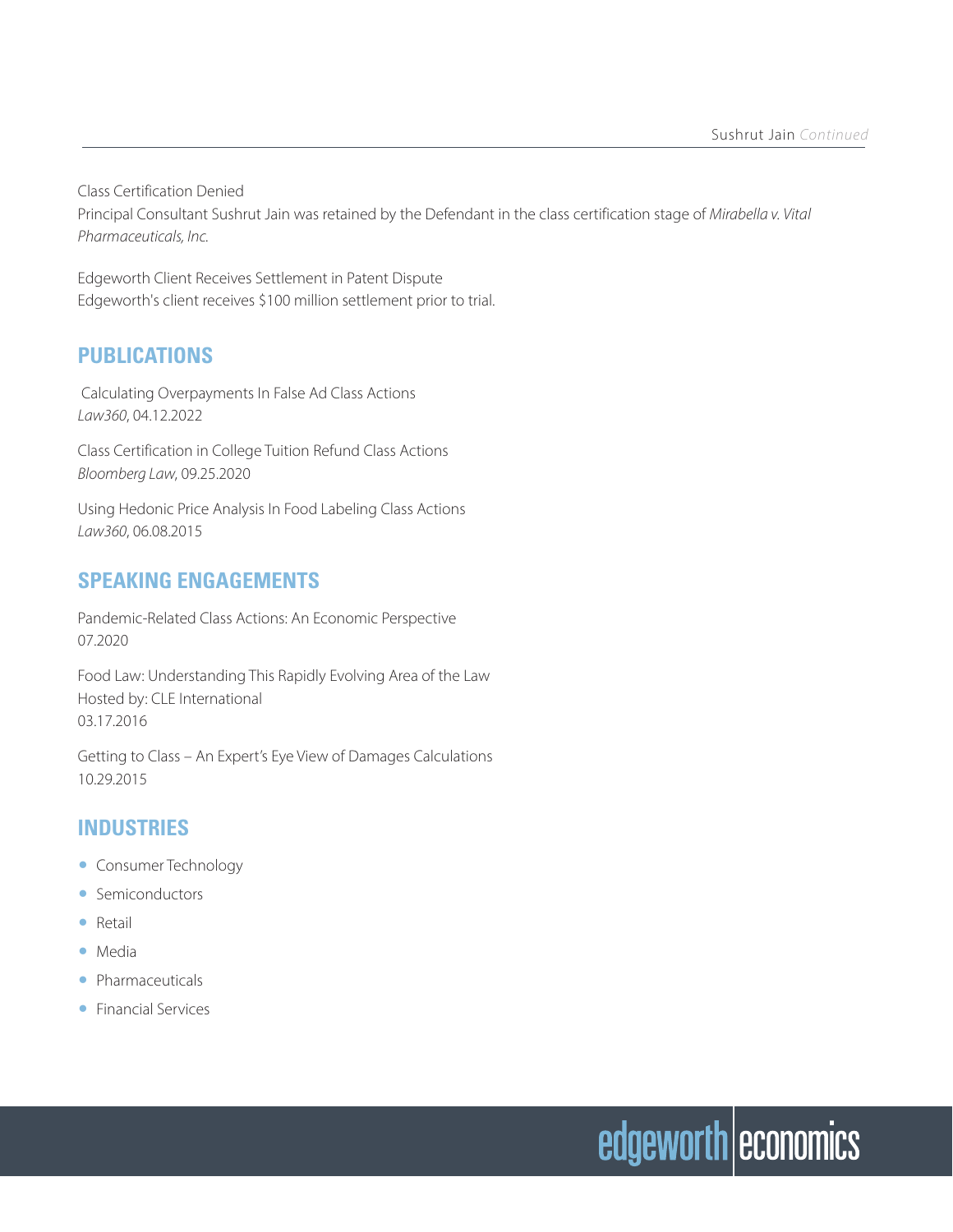Class Certification Denied
Principal Consultant Sushrut Jain was retained by the Defendant in the class certification stage of *Mirabella v. Vital Pharmaceuticals, Inc.*

Edgeworth Client Receives Settlement in Patent Dispute
Edgeworth's client receives $100 million settlement prior to trial.

## PUBLICATIONS

Calculating Overpayments In False Ad Class Actions
*Law360*, 04.12.2022

Class Certification in College Tuition Refund Class Actions
*Bloomberg Law*, 09.25.2020

Using Hedonic Price Analysis In Food Labeling Class Actions
*Law360*, 06.08.2015

## SPEAKING ENGAGEMENTS

Pandemic-Related Class Actions: An Economic Perspective
07.2020

Food Law: Understanding This Rapidly Evolving Area of the Law
Hosted by: CLE International
03.17.2016

Getting to Class – An Expert's Eye View of Damages Calculations
10.29.2015

## INDUSTRIES

- Consumer Technology
- Semiconductors
- Retail
- Media
- Pharmaceuticals
- Financial Services